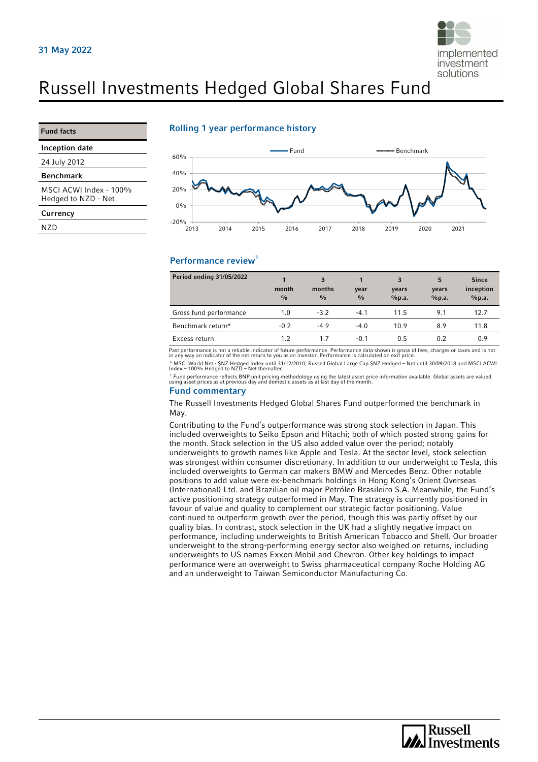31 May 2022

# Russell Investments Hedged Global Shares Fund

| Fund facts | |
|---|---|
| **Inception date** | 24 July 2012 |
| **Benchmark** | MSCI ACWI Index - 100% Hedged to NZD - Net |
| **Currency** | NZD |

## Rolling 1 year performance history

## Performance review[1]

| Period ending 31/05/2022 | 1 month % | 3 months % | 1 year % | 3 years %p.a. | 5 years %p.a. | Since inception %p.a. |
|---|---|---|---|---|---|---|
| Gross fund performance | 1.0 | -3.2 | -4.1 | 11.5 | 9.1 | 12.7 |
| Benchmark return* | -0.2 | -4.9 | -4.0 | 10.9 | 8.9 | 11.8 |
| Excess return | 1.2 | 1.7 | -0.1 | 0.5 | 0.2 | 0.9 |

Past performance is not a reliable indicator of future performance. Performance data shown is gross of fees, charges or taxes and is not in any way an indicator of the net return to you as an investor. Performance is calculated on exit price.

* MSCI World Net - $NZ Hedged Index until 31/12/2010, Russell Global Large Cap $NZ Hedged – Net until 30/09/2018 and MSCI ACWI Index – 100% Hedged to NZD – Net thereafter.

[1] Fund performance reflects BNP unit pricing methodology using the latest asset price information available. Global assets are valued using asset prices as at previous day and domestic assets as at last day of the month.

## Fund commentary

The Russell Investments Hedged Global Shares Fund outperformed the benchmark in May.

Contributing to the Fund's outperformance was strong stock selection in Japan. This included overweights to Seiko Epson and Hitachi; both of which posted strong gains for the month. Stock selection in the US also added value over the period; notably underweights to growth names like Apple and Tesla. At the sector level, stock selection was strongest within consumer discretionary. In addition to our underweight to Tesla, this included overweights to German car makers BMW and Mercedes Benz. Other notable positions to add value were ex-benchmark holdings in Hong Kong's Orient Overseas (International) Ltd. and Brazilian oil major Petróleo Brasileiro S.A. Meanwhile, the Fund's active positioning strategy outperformed in May. The strategy is currently positioned in favour of value and quality to complement our strategic factor positioning. Value continued to outperform growth over the period, though this was partly offset by our quality bias. In contrast, stock selection in the UK had a slightly negative impact on performance, including underweights to British American Tobacco and Shell. Our broader underweight to the strong-performing energy sector also weighed on returns, including underweights to US names Exxon Mobil and Chevron. Other key holdings to impact performance were an overweight to Swiss pharmaceutical company Roche Holding AG and an underweight to Taiwan Semiconductor Manufacturing Co.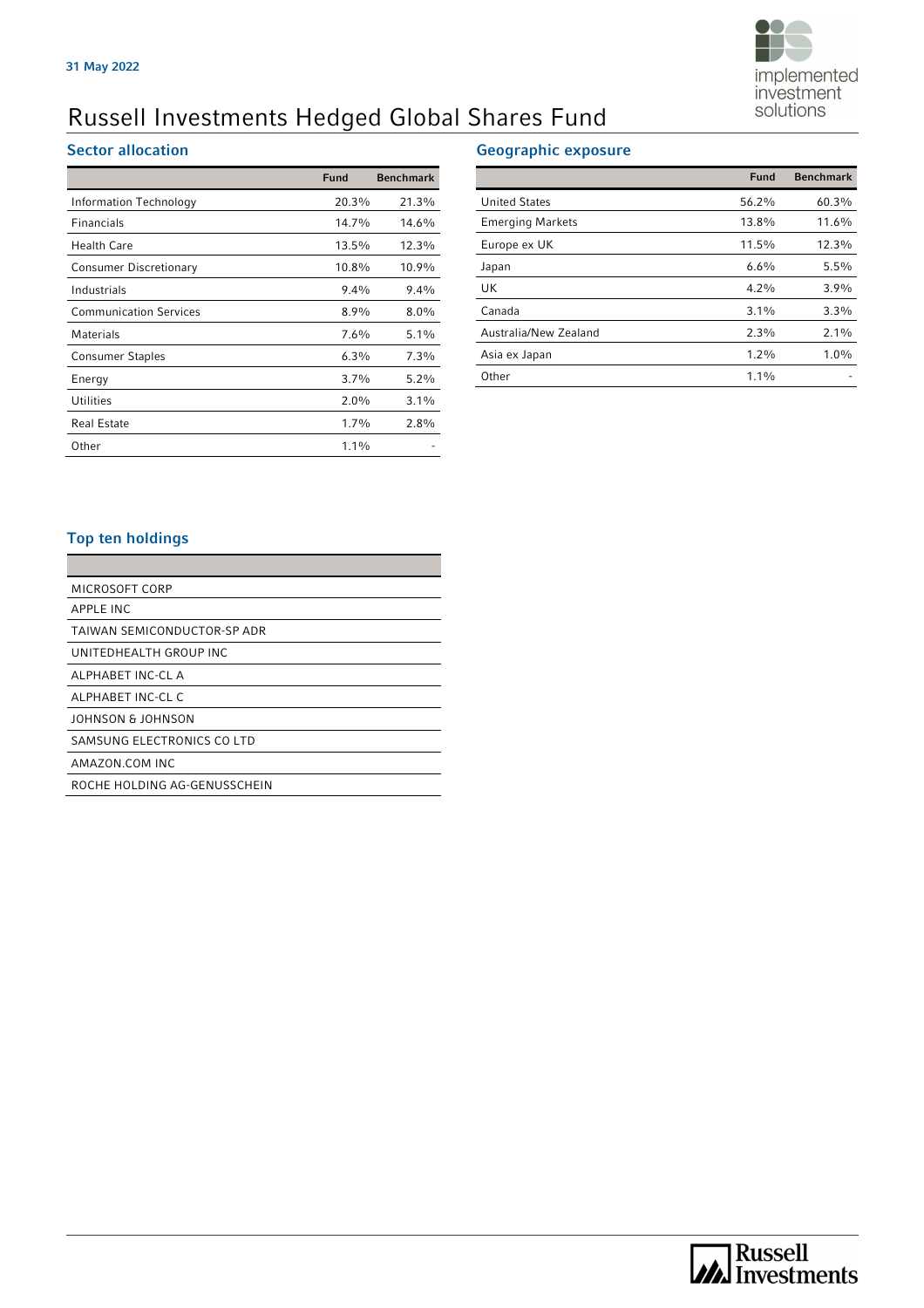31 May 2022

# Russell Investments Hedged Global Shares Fund

## Sector allocation

| | Fund | Benchmark |
|---|---|---|
| Information Technology | 20.3% | 21.3% |
| Financials | 14.7% | 14.6% |
| Health Care | 13.5% | 12.3% |
| Consumer Discretionary | 10.8% | 10.9% |
| Industrials | 9.4% | 9.4% |
| Communication Services | 8.9% | 8.0% |
| Materials | 7.6% | 5.1% |
| Consumer Staples | 6.3% | 7.3% |
| Energy | 3.7% | 5.2% |
| Utilities | 2.0% | 3.1% |
| Real Estate | 1.7% | 2.8% |
| Other | 1.1% | - |

## Geographic exposure

| | Fund | Benchmark |
|---|---|---|
| United States | 56.2% | 60.3% |
| Emerging Markets | 13.8% | 11.6% |
| Europe ex UK | 11.5% | 12.3% |
| Japan | 6.6% | 5.5% |
| UK | 4.2% | 3.9% |
| Canada | 3.1% | 3.3% |
| Australia/New Zealand | 2.3% | 2.1% |
| Asia ex Japan | 1.2% | 1.0% |
| Other | 1.1% | - |

## Top ten holdings

| |
|---|
| MICROSOFT CORP |
| APPLE INC |
| TAIWAN SEMICONDUCTOR-SP ADR |
| UNITEDHEALTH GROUP INC |
| ALPHABET INC-CL A |
| ALPHABET INC-CL C |
| JOHNSON & JOHNSON |
| SAMSUNG ELECTRONICS CO LTD |
| AMAZON.COM INC |
| ROCHE HOLDING AG-GENUSSCHEIN |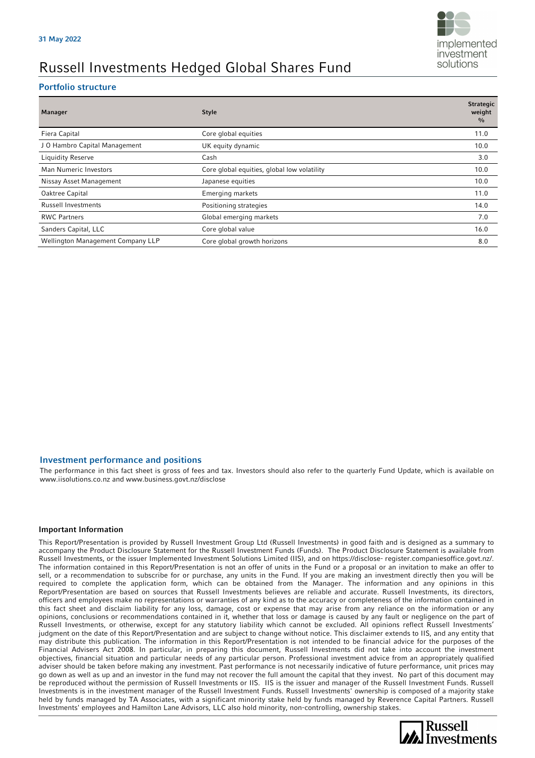31 May 2022

# Russell Investments Hedged Global Shares Fund

## Portfolio structure

| Manager | Style | Strategic weight % |
|---|---|---|
| Fiera Capital | Core global equities | 11.0 |
| J O Hambro Capital Management | UK equity dynamic | 10.0 |
| Liquidity Reserve | Cash | 3.0 |
| Man Numeric Investors | Core global equities, global low volatility | 10.0 |
| Nissay Asset Management | Japanese equities | 10.0 |
| Oaktree Capital | Emerging markets | 11.0 |
| Russell Investments | Positioning strategies | 14.0 |
| RWC Partners | Global emerging markets | 7.0 |
| Sanders Capital, LLC | Core global value | 16.0 |
| Wellington Management Company LLP | Core global growth horizons | 8.0 |

## Investment performance and positions

The performance in this fact sheet is gross of fees and tax. Investors should also refer to the quarterly Fund Update, which is available on www.iisolutions.co.nz and www.business.govt.nz/disclose

### Important Information

This Report/Presentation is provided by Russell Investment Group Ltd (Russell Investments) in good faith and is designed as a summary to accompany the Product Disclosure Statement for the Russell Investment Funds (Funds). The Product Disclosure Statement is available from Russell Investments, or the issuer Implemented Investment Solutions Limited (IIS), and on https://disclose- register.companiesoffice.govt.nz/. The information contained in this Report/Presentation is not an offer of units in the Fund or a proposal or an invitation to make an offer to sell, or a recommendation to subscribe for or purchase, any units in the Fund. If you are making an investment directly then you will be required to complete the application form, which can be obtained from the Manager. The information and any opinions in this Report/Presentation are based on sources that Russell Investments believes are reliable and accurate. Russell Investments, its directors, officers and employees make no representations or warranties of any kind as to the accuracy or completeness of the information contained in this fact sheet and disclaim liability for any loss, damage, cost or expense that may arise from any reliance on the information or any opinions, conclusions or recommendations contained in it, whether that loss or damage is caused by any fault or negligence on the part of Russell Investments, or otherwise, except for any statutory liability which cannot be excluded. All opinions reflect Russell Investments' judgment on the date of this Report/Presentation and are subject to change without notice. This disclaimer extends to IIS, and any entity that may distribute this publication. The information in this Report/Presentation is not intended to be financial advice for the purposes of the Financial Advisers Act 2008. In particular, in preparing this document, Russell Investments did not take into account the investment objectives, financial situation and particular needs of any particular person. Professional investment advice from an appropriately qualified adviser should be taken before making any investment. Past performance is not necessarily indicative of future performance, unit prices may go down as well as up and an investor in the fund may not recover the full amount the capital that they invest. No part of this document may be reproduced without the permission of Russell Investments or IIS. IIS is the issuer and manager of the Russell Investment Funds. Russell Investments is in the investment manager of the Russell Investment Funds. Russell Investments' ownership is composed of a majority stake held by funds managed by TA Associates, with a significant minority stake held by funds managed by Reverence Capital Partners. Russell Investments' employees and Hamilton Lane Advisors, LLC also hold minority, non-controlling, ownership stakes.